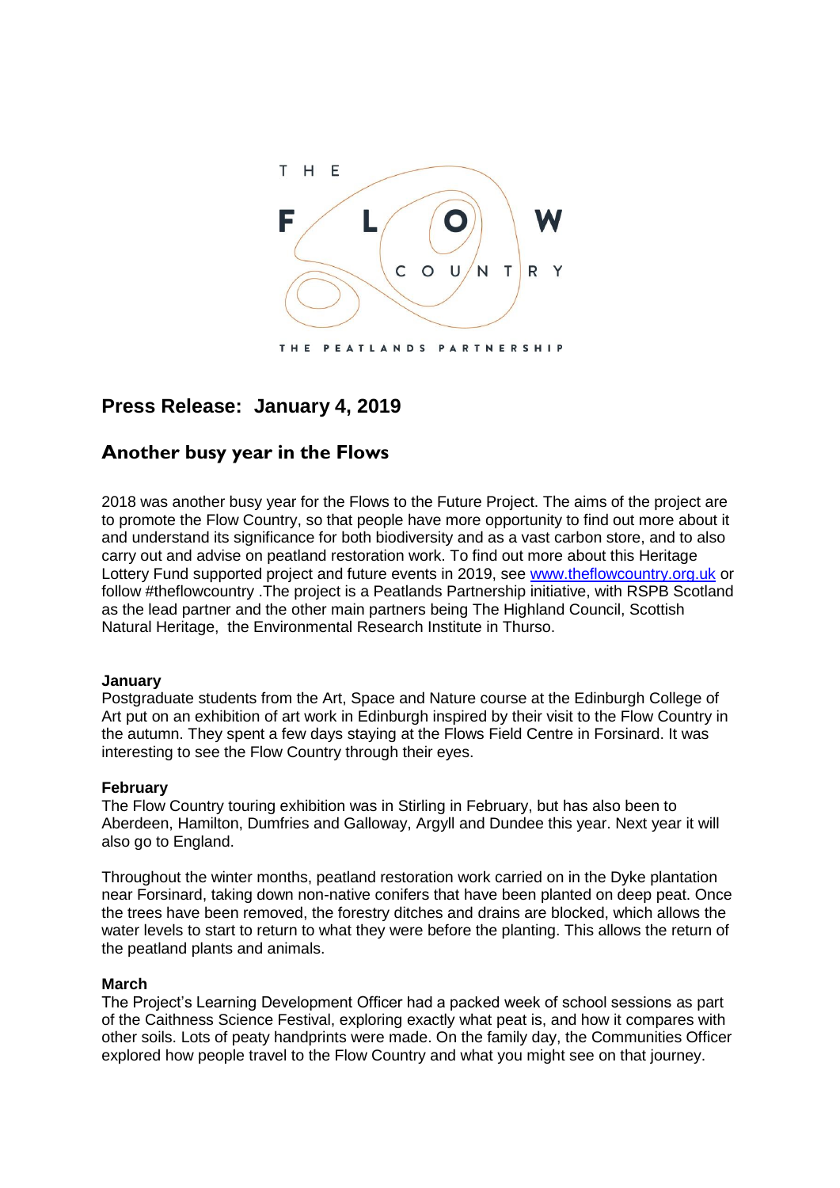THE FLOW COUNTRY

THE PEATLANDS PARTNERSHIP

## Press Release: January 4, 2019

## Another busy year in the Flows

2018 was another busy year for the Flows to the Future Project. The aims of the project are to promote the Flow Country, so that people have more opportunity to find out more about it and understand its significance for both biodiversity and as a vast carbon store, and to also carry out and advise on peatland restoration work. To find out more about this Heritage Lottery Fund supported project and future events in 2019, see [www.theflowcountry.org.uk](http://www.theflowcountry.org.uk) or follow #theflowcountry .The project is a Peatlands Partnership initiative, with RSPB Scotland as the lead partner and the other main partners being The Highland Council, Scottish Natural Heritage, the Environmental Research Institute in Thurso.

**January**
Postgraduate students from the Art, Space and Nature course at the Edinburgh College of Art put on an exhibition of art work in Edinburgh inspired by their visit to the Flow Country in the autumn. They spent a few days staying at the Flows Field Centre in Forsinard. It was interesting to see the Flow Country through their eyes.

**February**
The Flow Country touring exhibition was in Stirling in February, but has also been to Aberdeen, Hamilton, Dumfries and Galloway, Argyll and Dundee this year. Next year it will also go to England.

Throughout the winter months, peatland restoration work carried on in the Dyke plantation near Forsinard, taking down non-native conifers that have been planted on deep peat. Once the trees have been removed, the forestry ditches and drains are blocked, which allows the water levels to start to return to what they were before the planting. This allows the return of the peatland plants and animals.

**March**
The Project's Learning Development Officer had a packed week of school sessions as part of the Caithness Science Festival, exploring exactly what peat is, and how it compares with other soils. Lots of peaty handprints were made. On the family day, the Communities Officer explored how people travel to the Flow Country and what you might see on that journey.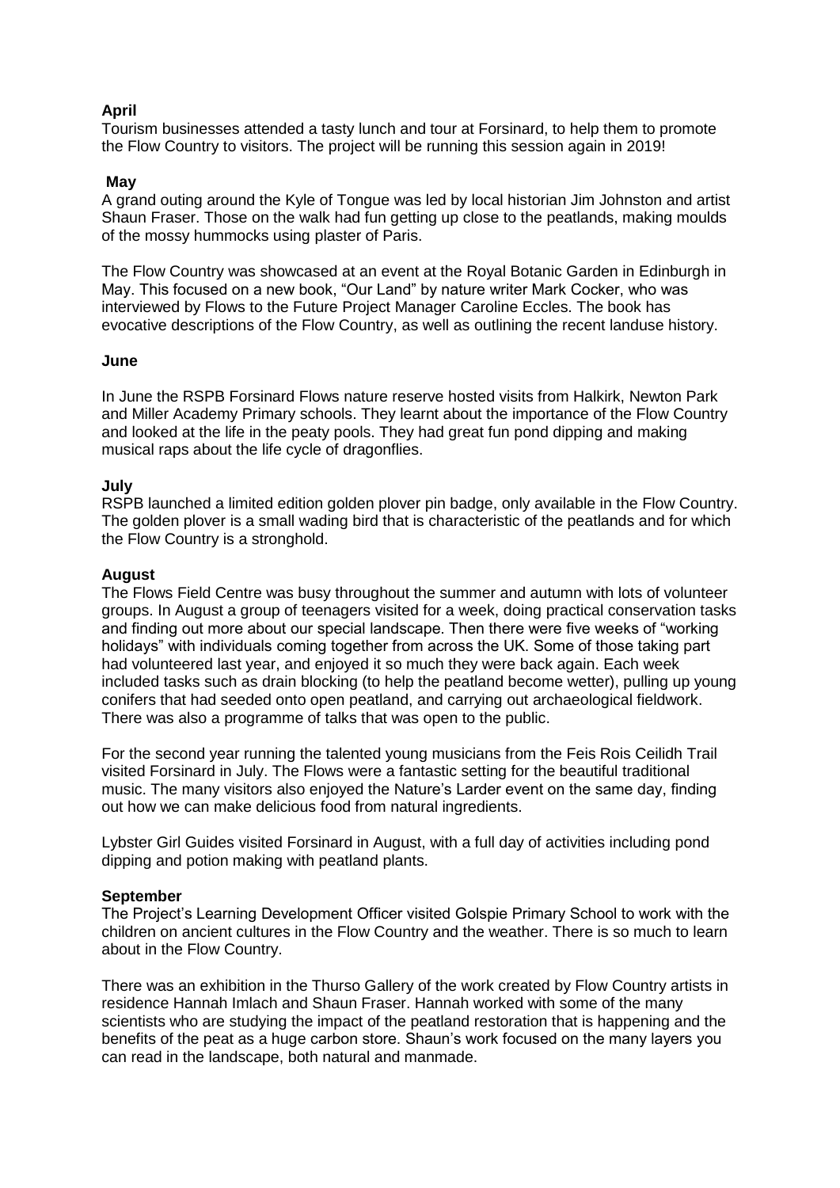**April**

Tourism businesses attended a tasty lunch and tour at Forsinard, to help them to promote the Flow Country to visitors. The project will be running this session again in 2019!

**May**

A grand outing around the Kyle of Tongue was led by local historian Jim Johnston and artist Shaun Fraser. Those on the walk had fun getting up close to the peatlands, making moulds of the mossy hummocks using plaster of Paris.

The Flow Country was showcased at an event at the Royal Botanic Garden in Edinburgh in May. This focused on a new book, "Our Land" by nature writer Mark Cocker, who was interviewed by Flows to the Future Project Manager Caroline Eccles. The book has evocative descriptions of the Flow Country, as well as outlining the recent landuse history.

**June**

In June the RSPB Forsinard Flows nature reserve hosted visits from Halkirk, Newton Park and Miller Academy Primary schools. They learnt about the importance of the Flow Country and looked at the life in the peaty pools. They had great fun pond dipping and making musical raps about the life cycle of dragonflies.

**July**

RSPB launched a limited edition golden plover pin badge, only available in the Flow Country. The golden plover is a small wading bird that is characteristic of the peatlands and for which the Flow Country is a stronghold.

**August**

The Flows Field Centre was busy throughout the summer and autumn with lots of volunteer groups. In August a group of teenagers visited for a week, doing practical conservation tasks and finding out more about our special landscape. Then there were five weeks of "working holidays" with individuals coming together from across the UK. Some of those taking part had volunteered last year, and enjoyed it so much they were back again. Each week included tasks such as drain blocking (to help the peatland become wetter), pulling up young conifers that had seeded onto open peatland, and carrying out archaeological fieldwork. There was also a programme of talks that was open to the public.

For the second year running the talented young musicians from the Feis Rois Ceilidh Trail visited Forsinard in July. The Flows were a fantastic setting for the beautiful traditional music. The many visitors also enjoyed the Nature's Larder event on the same day, finding out how we can make delicious food from natural ingredients.

Lybster Girl Guides visited Forsinard in August, with a full day of activities including pond dipping and potion making with peatland plants.

**September**

The Project's Learning Development Officer visited Golspie Primary School to work with the children on ancient cultures in the Flow Country and the weather. There is so much to learn about in the Flow Country.

There was an exhibition in the Thurso Gallery of the work created by Flow Country artists in residence Hannah Imlach and Shaun Fraser. Hannah worked with some of the many scientists who are studying the impact of the peatland restoration that is happening and the benefits of the peat as a huge carbon store. Shaun's work focused on the many layers you can read in the landscape, both natural and manmade.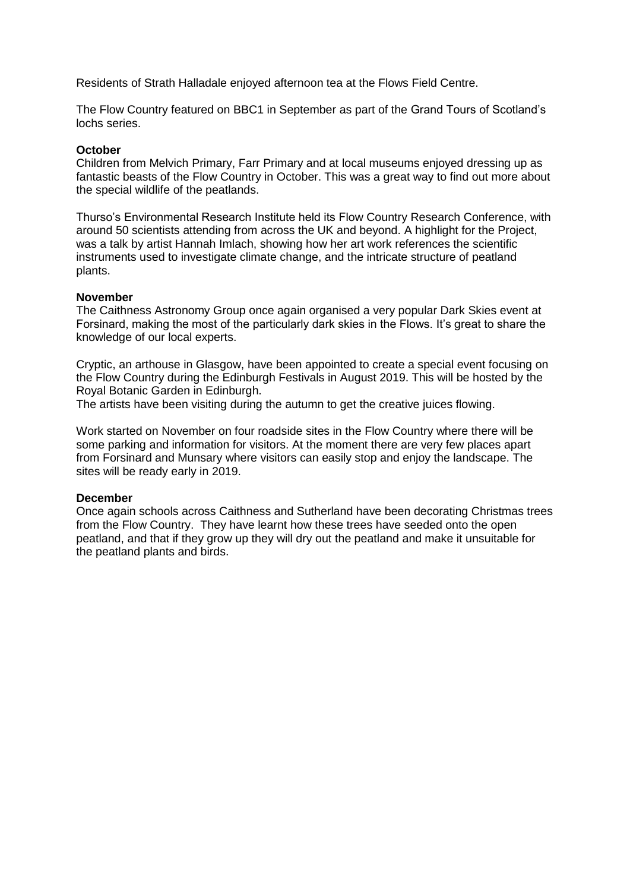Residents of Strath Halladale enjoyed afternoon tea at the Flows Field Centre.

The Flow Country featured on BBC1 in September as part of the Grand Tours of Scotland's lochs series.

**October**

Children from Melvich Primary, Farr Primary and at local museums enjoyed dressing up as fantastic beasts of the Flow Country in October. This was a great way to find out more about the special wildlife of the peatlands.

Thurso's Environmental Research Institute held its Flow Country Research Conference, with around 50 scientists attending from across the UK and beyond. A highlight for the Project, was a talk by artist Hannah Imlach, showing how her art work references the scientific instruments used to investigate climate change, and the intricate structure of peatland plants.

**November**

The Caithness Astronomy Group once again organised a very popular Dark Skies event at Forsinard, making the most of the particularly dark skies in the Flows. It's great to share the knowledge of our local experts.

Cryptic, an arthouse in Glasgow, have been appointed to create a special event focusing on the Flow Country during the Edinburgh Festivals in August 2019. This will be hosted by the Royal Botanic Garden in Edinburgh.
The artists have been visiting during the autumn to get the creative juices flowing.

Work started on November on four roadside sites in the Flow Country where there will be some parking and information for visitors. At the moment there are very few places apart from Forsinard and Munsary where visitors can easily stop and enjoy the landscape. The sites will be ready early in 2019.

**December**

Once again schools across Caithness and Sutherland have been decorating Christmas trees from the Flow Country. They have learnt how these trees have seeded onto the open peatland, and that if they grow up they will dry out the peatland and make it unsuitable for the peatland plants and birds.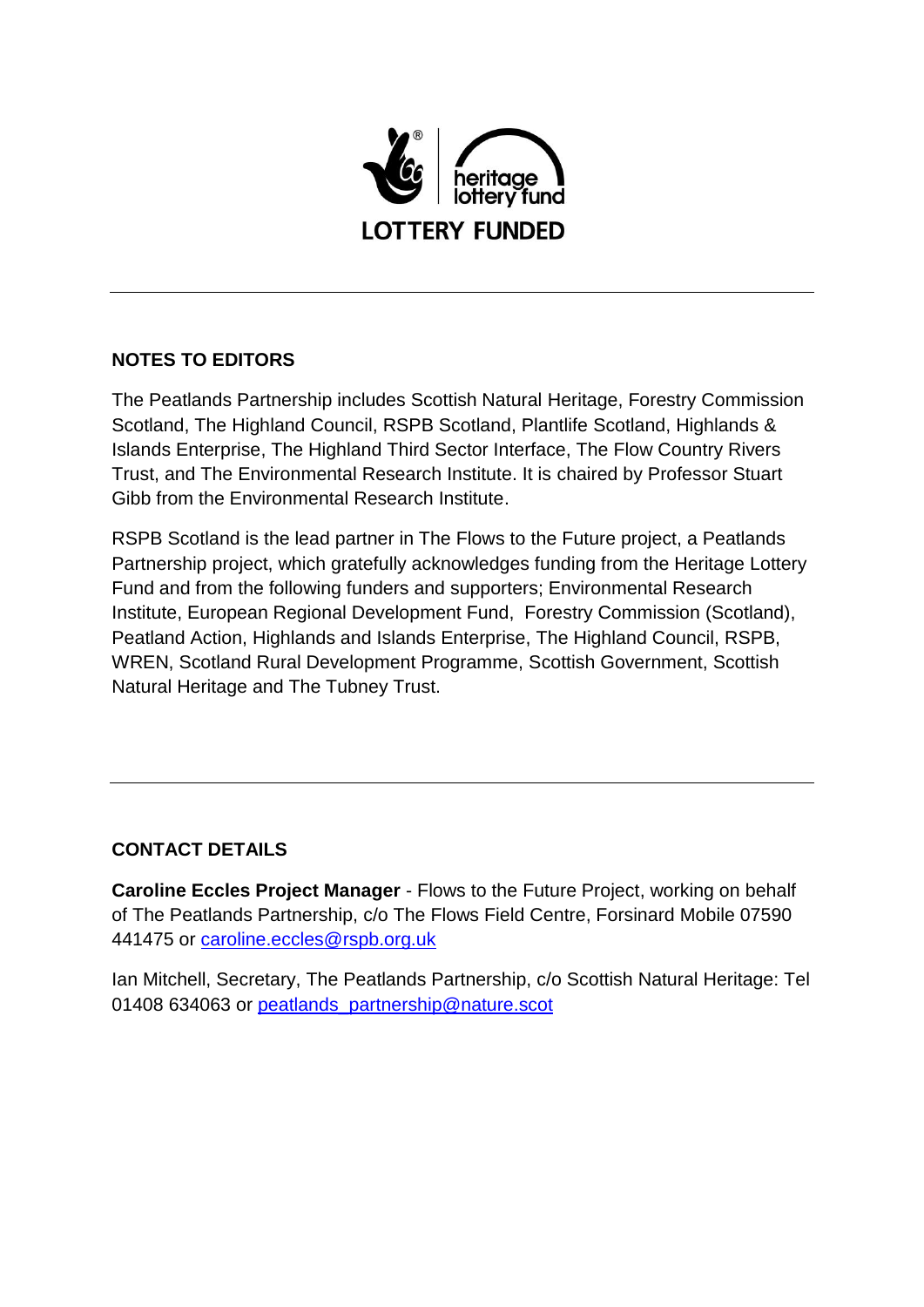heritage lottery fund

LOTTERY FUNDED

---

**NOTES TO EDITORS**

The Peatlands Partnership includes Scottish Natural Heritage, Forestry Commission Scotland, The Highland Council, RSPB Scotland, Plantlife Scotland, Highlands & Islands Enterprise, The Highland Third Sector Interface, The Flow Country Rivers Trust, and The Environmental Research Institute. It is chaired by Professor Stuart Gibb from the Environmental Research Institute.

RSPB Scotland is the lead partner in The Flows to the Future project, a Peatlands Partnership project, which gratefully acknowledges funding from the Heritage Lottery Fund and from the following funders and supporters; Environmental Research Institute, European Regional Development Fund, Forestry Commission (Scotland), Peatland Action, Highlands and Islands Enterprise, The Highland Council, RSPB, WREN, Scotland Rural Development Programme, Scottish Government, Scottish Natural Heritage and The Tubney Trust.

---

**CONTACT DETAILS**

**Caroline Eccles Project Manager** - Flows to the Future Project, working on behalf of The Peatlands Partnership, c/o The Flows Field Centre, Forsinard Mobile 07590 441475 or caroline.eccles@rspb.org.uk

Ian Mitchell, Secretary, The Peatlands Partnership, c/o Scottish Natural Heritage: Tel 01408 634063 or peatlands_partnership@nature.scot